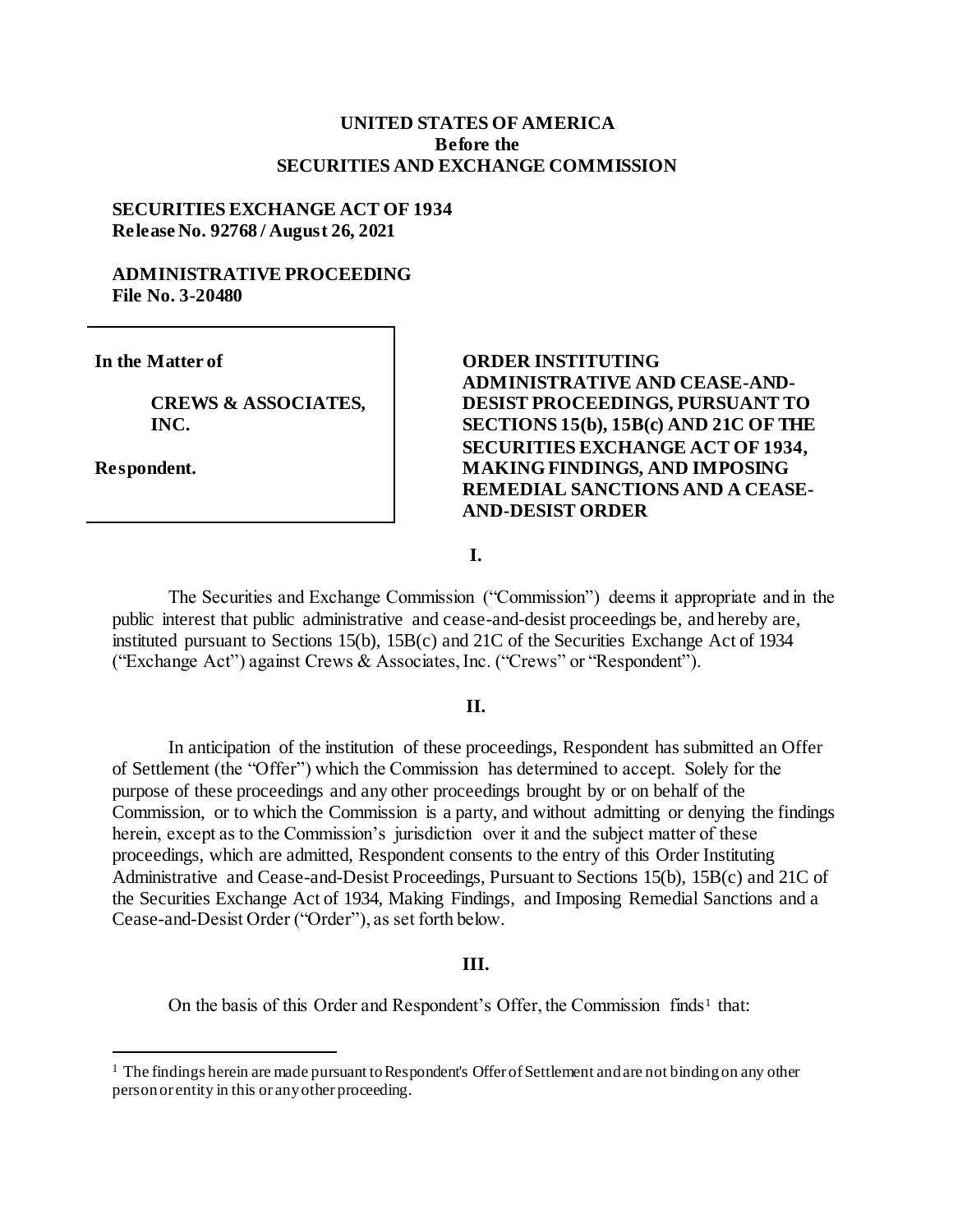**UNITED STATES OF AMERICA**
**Before the**
**SECURITIES AND EXCHANGE COMMISSION**

**SECURITIES EXCHANGE ACT OF 1934**
**Release No. 92768 / August 26, 2021**

**ADMINISTRATIVE PROCEEDING**
**File No. 3-20480**

| | |
|---|---|
| **In the Matter of**<br><br>**CREWS & ASSOCIATES, INC.**<br><br>**Respondent.** | **ORDER INSTITUTING ADMINISTRATIVE AND CEASE-AND-DESIST PROCEEDINGS, PURSUANT TO SECTIONS 15(b), 15B(c) AND 21C OF THE SECURITIES EXCHANGE ACT OF 1934, MAKING FINDINGS, AND IMPOSING REMEDIAL SANCTIONS AND A CEASE-AND-DESIST ORDER** |

**I.**

The Securities and Exchange Commission ("Commission") deems it appropriate and in the public interest that public administrative and cease-and-desist proceedings be, and hereby are, instituted pursuant to Sections 15(b), 15B(c) and 21C of the Securities Exchange Act of 1934 ("Exchange Act") against Crews & Associates, Inc. ("Crews" or "Respondent").

**II.**

In anticipation of the institution of these proceedings, Respondent has submitted an Offer of Settlement (the "Offer") which the Commission has determined to accept. Solely for the purpose of these proceedings and any other proceedings brought by or on behalf of the Commission, or to which the Commission is a party, and without admitting or denying the findings herein, except as to the Commission's jurisdiction over it and the subject matter of these proceedings, which are admitted, Respondent consents to the entry of this Order Instituting Administrative and Cease-and-Desist Proceedings, Pursuant to Sections 15(b), 15B(c) and 21C of the Securities Exchange Act of 1934, Making Findings, and Imposing Remedial Sanctions and a Cease-and-Desist Order ("Order"), as set forth below.

**III.**

On the basis of this Order and Respondent's Offer, the Commission finds[1] that:

[1] The findings herein are made pursuant to Respondent's Offer of Settlement and are not binding on any other person or entity in this or any other proceeding.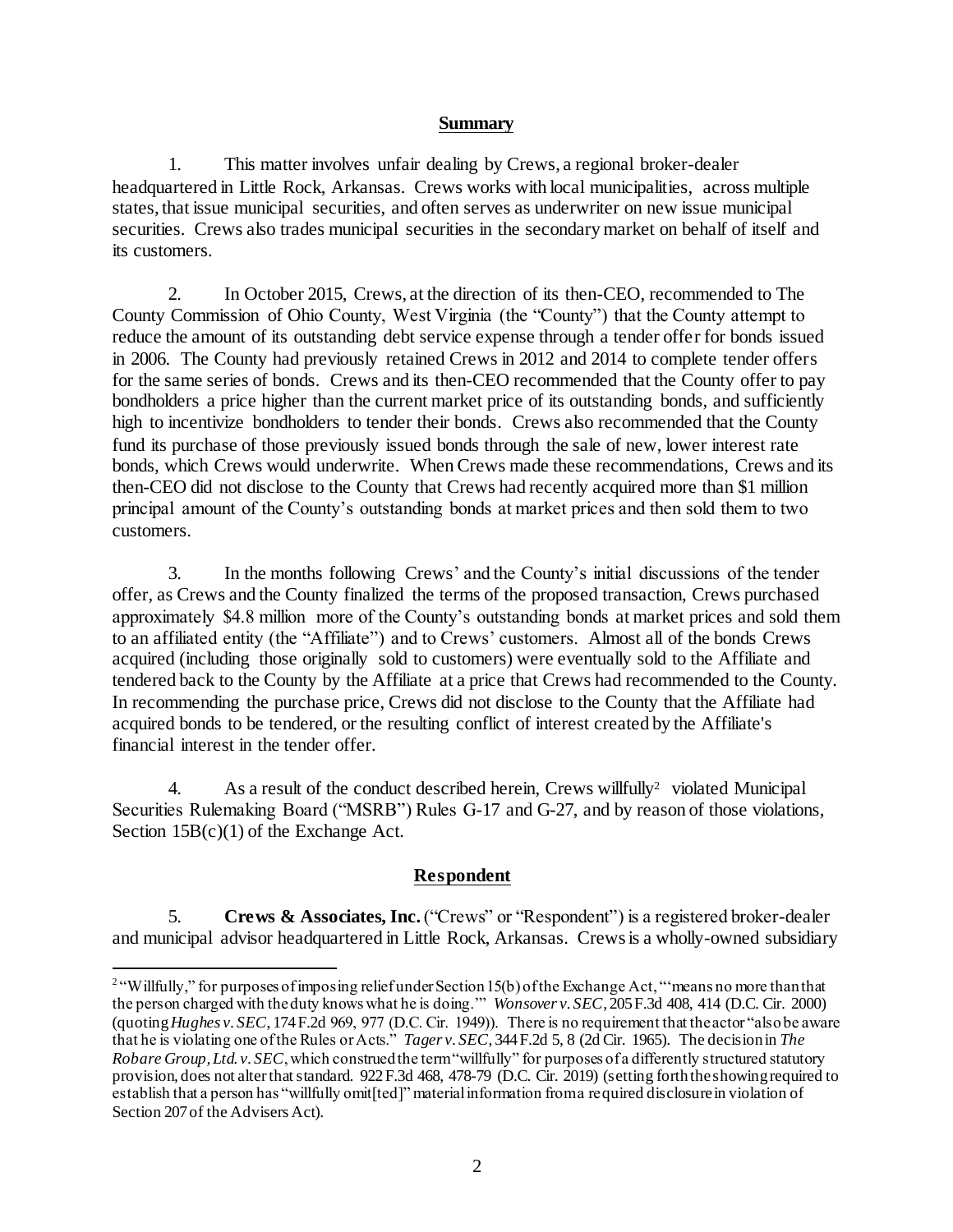## Summary

1. This matter involves unfair dealing by Crews, a regional broker-dealer headquartered in Little Rock, Arkansas. Crews works with local municipalities, across multiple states, that issue municipal securities, and often serves as underwriter on new issue municipal securities. Crews also trades municipal securities in the secondary market on behalf of itself and its customers.

2. In October 2015, Crews, at the direction of its then-CEO, recommended to The County Commission of Ohio County, West Virginia (the "County") that the County attempt to reduce the amount of its outstanding debt service expense through a tender offer for bonds issued in 2006. The County had previously retained Crews in 2012 and 2014 to complete tender offers for the same series of bonds. Crews and its then-CEO recommended that the County offer to pay bondholders a price higher than the current market price of its outstanding bonds, and sufficiently high to incentivize bondholders to tender their bonds. Crews also recommended that the County fund its purchase of those previously issued bonds through the sale of new, lower interest rate bonds, which Crews would underwrite. When Crews made these recommendations, Crews and its then-CEO did not disclose to the County that Crews had recently acquired more than $1 million principal amount of the County's outstanding bonds at market prices and then sold them to two customers.

3. In the months following Crews' and the County's initial discussions of the tender offer, as Crews and the County finalized the terms of the proposed transaction, Crews purchased approximately $4.8 million more of the County's outstanding bonds at market prices and sold them to an affiliated entity (the "Affiliate") and to Crews' customers. Almost all of the bonds Crews acquired (including those originally sold to customers) were eventually sold to the Affiliate and tendered back to the County by the Affiliate at a price that Crews had recommended to the County. In recommending the purchase price, Crews did not disclose to the County that the Affiliate had acquired bonds to be tendered, or the resulting conflict of interest created by the Affiliate's financial interest in the tender offer.

4. As a result of the conduct described herein, Crews willfully[2] violated Municipal Securities Rulemaking Board ("MSRB") Rules G-17 and G-27, and by reason of those violations, Section 15B(c)(1) of the Exchange Act.

## Respondent

5. **Crews & Associates, Inc.** ("Crews" or "Respondent") is a registered broker-dealer and municipal advisor headquartered in Little Rock, Arkansas. Crews is a wholly-owned subsidiary

---

[2] "Willfully," for purposes of imposing relief under Section 15(b) of the Exchange Act, "'means no more than that the person charged with the duty knows what he is doing.'" *Wonsover v. SEC*, 205 F.3d 408, 414 (D.C. Cir. 2000) (quoting *Hughes v. SEC*, 174 F.2d 969, 977 (D.C. Cir. 1949)). There is no requirement that the actor "also be aware that he is violating one of the Rules or Acts." *Tager v. SEC*, 344 F.2d 5, 8 (2d Cir. 1965). The decision in *The Robare Group, Ltd. v. SEC*, which construed the term "willfully" for purposes of a differently structured statutory provision, does not alter that standard. 922 F.3d 468, 478-79 (D.C. Cir. 2019) (setting forth the showing required to establish that a person has "willfully omit[ted]" material information from a required disclosure in violation of Section 207 of the Advisers Act).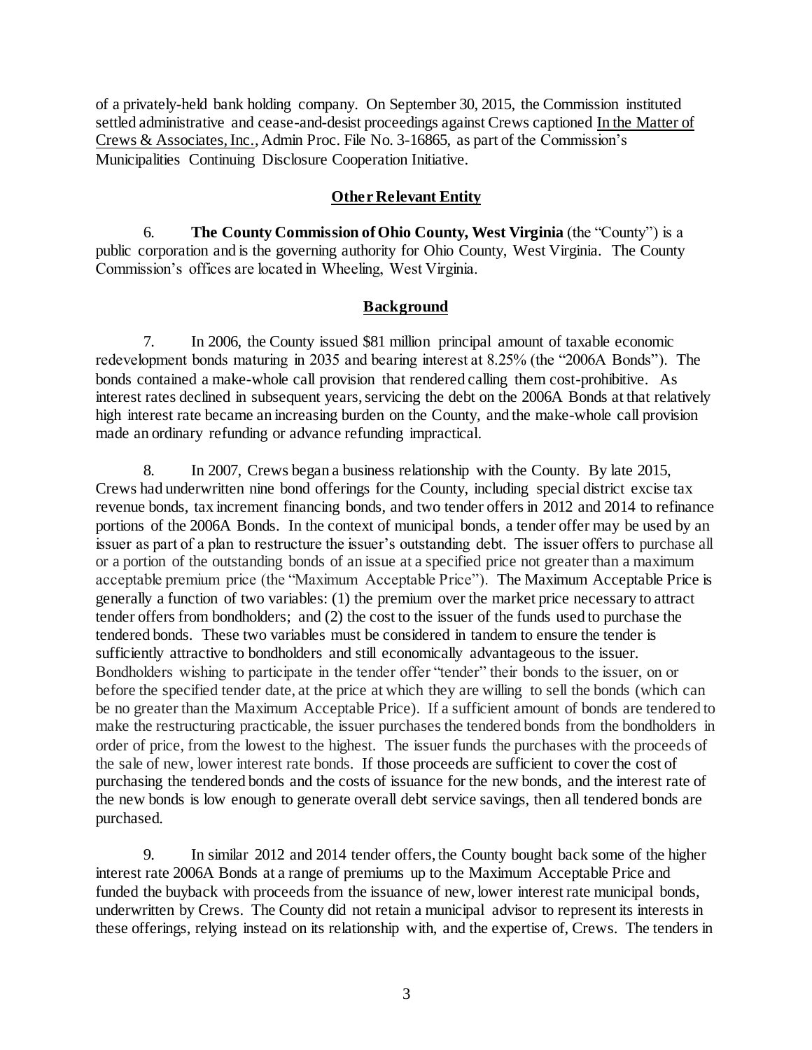of a privately-held bank holding company. On September 30, 2015, the Commission instituted settled administrative and cease-and-desist proceedings against Crews captioned In the Matter of Crews & Associates, Inc., Admin Proc. File No. 3-16865, as part of the Commission's Municipalities Continuing Disclosure Cooperation Initiative.

## Other Relevant Entity

6. **The County Commission of Ohio County, West Virginia** (the "County") is a public corporation and is the governing authority for Ohio County, West Virginia. The County Commission's offices are located in Wheeling, West Virginia.

## Background

7. In 2006, the County issued $81 million principal amount of taxable economic redevelopment bonds maturing in 2035 and bearing interest at 8.25% (the "2006A Bonds"). The bonds contained a make-whole call provision that rendered calling them cost-prohibitive. As interest rates declined in subsequent years, servicing the debt on the 2006A Bonds at that relatively high interest rate became an increasing burden on the County, and the make-whole call provision made an ordinary refunding or advance refunding impractical.

8. In 2007, Crews began a business relationship with the County. By late 2015, Crews had underwritten nine bond offerings for the County, including special district excise tax revenue bonds, tax increment financing bonds, and two tender offers in 2012 and 2014 to refinance portions of the 2006A Bonds. In the context of municipal bonds, a tender offer may be used by an issuer as part of a plan to restructure the issuer's outstanding debt. The issuer offers to purchase all or a portion of the outstanding bonds of an issue at a specified price not greater than a maximum acceptable premium price (the "Maximum Acceptable Price"). The Maximum Acceptable Price is generally a function of two variables: (1) the premium over the market price necessary to attract tender offers from bondholders; and (2) the cost to the issuer of the funds used to purchase the tendered bonds. These two variables must be considered in tandem to ensure the tender is sufficiently attractive to bondholders and still economically advantageous to the issuer. Bondholders wishing to participate in the tender offer "tender" their bonds to the issuer, on or before the specified tender date, at the price at which they are willing to sell the bonds (which can be no greater than the Maximum Acceptable Price). If a sufficient amount of bonds are tendered to make the restructuring practicable, the issuer purchases the tendered bonds from the bondholders in order of price, from the lowest to the highest. The issuer funds the purchases with the proceeds of the sale of new, lower interest rate bonds. If those proceeds are sufficient to cover the cost of purchasing the tendered bonds and the costs of issuance for the new bonds, and the interest rate of the new bonds is low enough to generate overall debt service savings, then all tendered bonds are purchased.

9. In similar 2012 and 2014 tender offers, the County bought back some of the higher interest rate 2006A Bonds at a range of premiums up to the Maximum Acceptable Price and funded the buyback with proceeds from the issuance of new, lower interest rate municipal bonds, underwritten by Crews. The County did not retain a municipal advisor to represent its interests in these offerings, relying instead on its relationship with, and the expertise of, Crews. The tenders in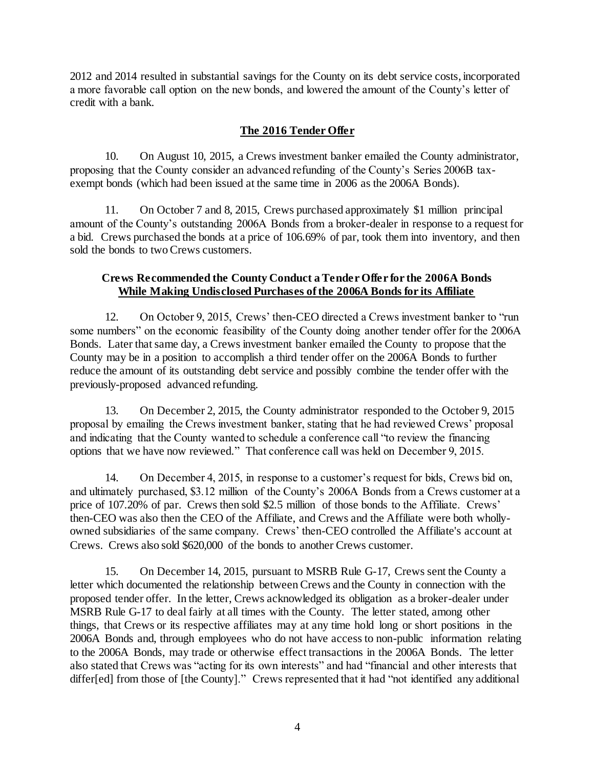2012 and 2014 resulted in substantial savings for the County on its debt service costs, incorporated a more favorable call option on the new bonds, and lowered the amount of the County's letter of credit with a bank.

## **The 2016 Tender Offer**

10. On August 10, 2015, a Crews investment banker emailed the County administrator, proposing that the County consider an advanced refunding of the County's Series 2006B tax-exempt bonds (which had been issued at the same time in 2006 as the 2006A Bonds).

11. On October 7 and 8, 2015, Crews purchased approximately $1 million principal amount of the County's outstanding 2006A Bonds from a broker-dealer in response to a request for a bid. Crews purchased the bonds at a price of 106.69% of par, took them into inventory, and then sold the bonds to two Crews customers.

### **Crews Recommended the County Conduct a Tender Offer for the 2006A Bonds While Making Undisclosed Purchases of the 2006A Bonds for its Affiliate**

12. On October 9, 2015, Crews' then-CEO directed a Crews investment banker to "run some numbers" on the economic feasibility of the County doing another tender offer for the 2006A Bonds. Later that same day, a Crews investment banker emailed the County to propose that the County may be in a position to accomplish a third tender offer on the 2006A Bonds to further reduce the amount of its outstanding debt service and possibly combine the tender offer with the previously-proposed advanced refunding.

13. On December 2, 2015, the County administrator responded to the October 9, 2015 proposal by emailing the Crews investment banker, stating that he had reviewed Crews' proposal and indicating that the County wanted to schedule a conference call "to review the financing options that we have now reviewed." That conference call was held on December 9, 2015.

14. On December 4, 2015, in response to a customer's request for bids, Crews bid on, and ultimately purchased, $3.12 million of the County's 2006A Bonds from a Crews customer at a price of 107.20% of par. Crews then sold $2.5 million of those bonds to the Affiliate. Crews' then-CEO was also then the CEO of the Affiliate, and Crews and the Affiliate were both wholly-owned subsidiaries of the same company. Crews' then-CEO controlled the Affiliate's account at Crews. Crews also sold $620,000 of the bonds to another Crews customer.

15. On December 14, 2015, pursuant to MSRB Rule G-17, Crews sent the County a letter which documented the relationship between Crews and the County in connection with the proposed tender offer. In the letter, Crews acknowledged its obligation as a broker-dealer under MSRB Rule G-17 to deal fairly at all times with the County. The letter stated, among other things, that Crews or its respective affiliates may at any time hold long or short positions in the 2006A Bonds and, through employees who do not have access to non-public information relating to the 2006A Bonds, may trade or otherwise effect transactions in the 2006A Bonds. The letter also stated that Crews was "acting for its own interests" and had "financial and other interests that differ[ed] from those of [the County]." Crews represented that it had "not identified any additional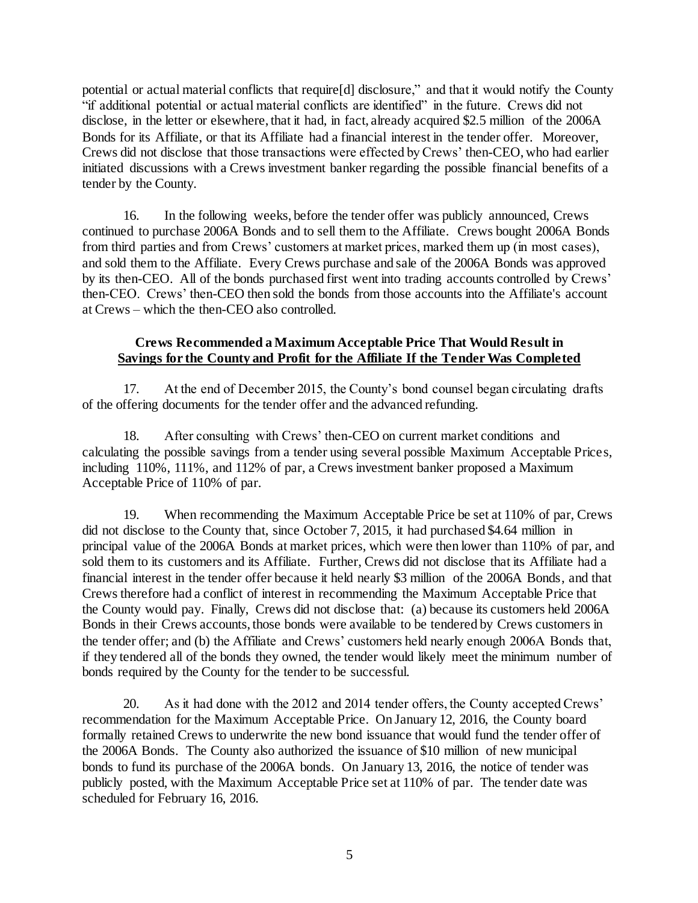potential or actual material conflicts that require[d] disclosure," and that it would notify the County "if additional potential or actual material conflicts are identified" in the future. Crews did not disclose, in the letter or elsewhere, that it had, in fact, already acquired $2.5 million of the 2006A Bonds for its Affiliate, or that its Affiliate had a financial interest in the tender offer. Moreover, Crews did not disclose that those transactions were effected by Crews' then-CEO, who had earlier initiated discussions with a Crews investment banker regarding the possible financial benefits of a tender by the County.

16. In the following weeks, before the tender offer was publicly announced, Crews continued to purchase 2006A Bonds and to sell them to the Affiliate. Crews bought 2006A Bonds from third parties and from Crews' customers at market prices, marked them up (in most cases), and sold them to the Affiliate. Every Crews purchase and sale of the 2006A Bonds was approved by its then-CEO. All of the bonds purchased first went into trading accounts controlled by Crews' then-CEO. Crews' then-CEO then sold the bonds from those accounts into the Affiliate's account at Crews – which the then-CEO also controlled.

**Crews Recommended a Maximum Acceptable Price That Would Result in Savings for the County and Profit for the Affiliate If the Tender Was Completed**

17. At the end of December 2015, the County's bond counsel began circulating drafts of the offering documents for the tender offer and the advanced refunding.

18. After consulting with Crews' then-CEO on current market conditions and calculating the possible savings from a tender using several possible Maximum Acceptable Prices, including 110%, 111%, and 112% of par, a Crews investment banker proposed a Maximum Acceptable Price of 110% of par.

19. When recommending the Maximum Acceptable Price be set at 110% of par, Crews did not disclose to the County that, since October 7, 2015, it had purchased $4.64 million in principal value of the 2006A Bonds at market prices, which were then lower than 110% of par, and sold them to its customers and its Affiliate. Further, Crews did not disclose that its Affiliate had a financial interest in the tender offer because it held nearly $3 million of the 2006A Bonds, and that Crews therefore had a conflict of interest in recommending the Maximum Acceptable Price that the County would pay. Finally, Crews did not disclose that: (a) because its customers held 2006A Bonds in their Crews accounts, those bonds were available to be tendered by Crews customers in the tender offer; and (b) the Affiliate and Crews' customers held nearly enough 2006A Bonds that, if they tendered all of the bonds they owned, the tender would likely meet the minimum number of bonds required by the County for the tender to be successful.

20. As it had done with the 2012 and 2014 tender offers, the County accepted Crews' recommendation for the Maximum Acceptable Price. On January 12, 2016, the County board formally retained Crews to underwrite the new bond issuance that would fund the tender offer of the 2006A Bonds. The County also authorized the issuance of $10 million of new municipal bonds to fund its purchase of the 2006A bonds. On January 13, 2016, the notice of tender was publicly posted, with the Maximum Acceptable Price set at 110% of par. The tender date was scheduled for February 16, 2016.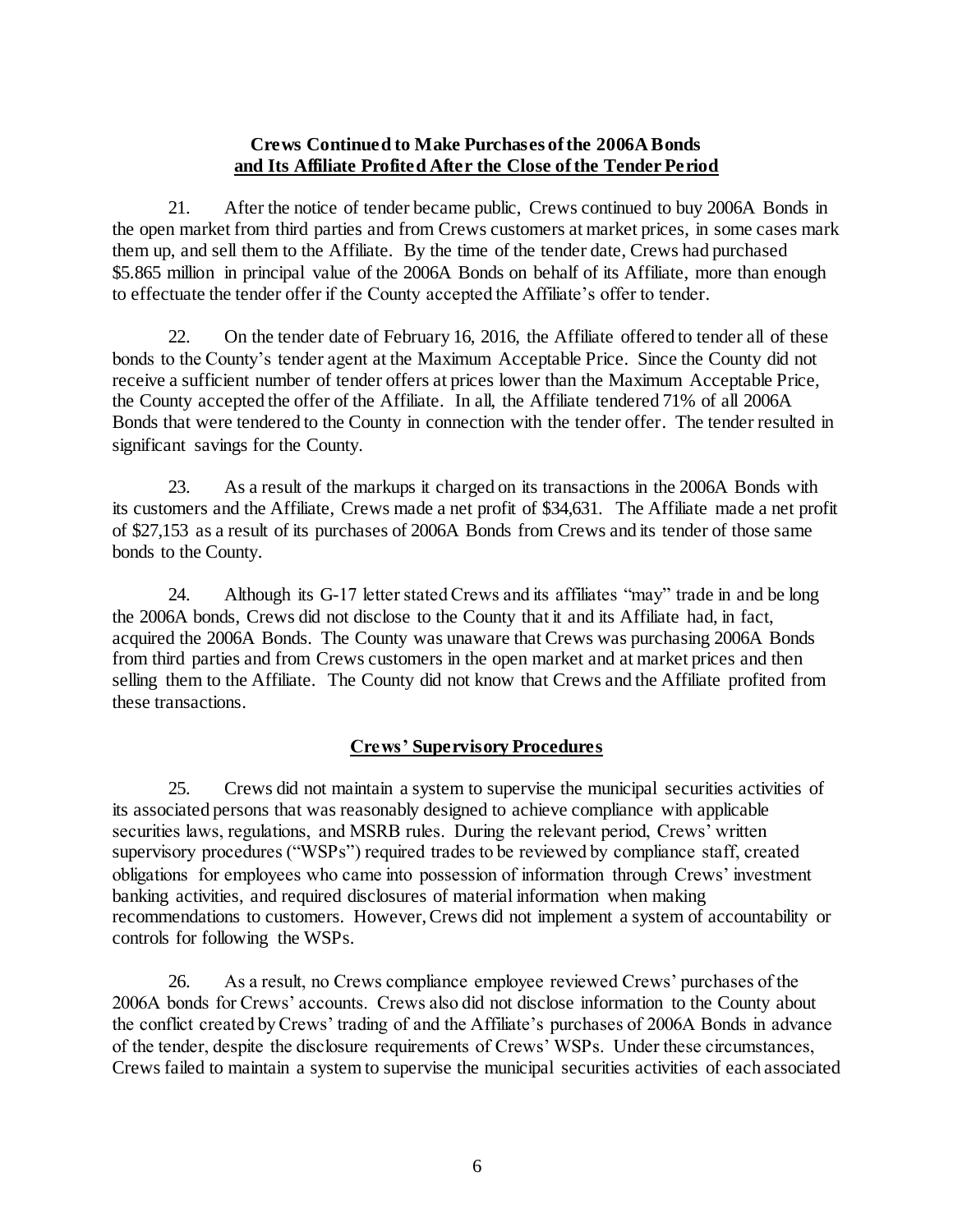**Crews Continued to Make Purchases of the 2006A Bonds**
**and Its Affiliate Profited After the Close of the Tender Period**

21. After the notice of tender became public, Crews continued to buy 2006A Bonds in the open market from third parties and from Crews customers at market prices, in some cases mark them up, and sell them to the Affiliate. By the time of the tender date, Crews had purchased \$5.865 million in principal value of the 2006A Bonds on behalf of its Affiliate, more than enough to effectuate the tender offer if the County accepted the Affiliate's offer to tender.

22. On the tender date of February 16, 2016, the Affiliate offered to tender all of these bonds to the County's tender agent at the Maximum Acceptable Price. Since the County did not receive a sufficient number of tender offers at prices lower than the Maximum Acceptable Price, the County accepted the offer of the Affiliate. In all, the Affiliate tendered 71% of all 2006A Bonds that were tendered to the County in connection with the tender offer. The tender resulted in significant savings for the County.

23. As a result of the markups it charged on its transactions in the 2006A Bonds with its customers and the Affiliate, Crews made a net profit of \$34,631. The Affiliate made a net profit of \$27,153 as a result of its purchases of 2006A Bonds from Crews and its tender of those same bonds to the County.

24. Although its G-17 letter stated Crews and its affiliates "may" trade in and be long the 2006A bonds, Crews did not disclose to the County that it and its Affiliate had, in fact, acquired the 2006A Bonds. The County was unaware that Crews was purchasing 2006A Bonds from third parties and from Crews customers in the open market and at market prices and then selling them to the Affiliate. The County did not know that Crews and the Affiliate profited from these transactions.

**Crews' Supervisory Procedures**

25. Crews did not maintain a system to supervise the municipal securities activities of its associated persons that was reasonably designed to achieve compliance with applicable securities laws, regulations, and MSRB rules. During the relevant period, Crews' written supervisory procedures ("WSPs") required trades to be reviewed by compliance staff, created obligations for employees who came into possession of information through Crews' investment banking activities, and required disclosures of material information when making recommendations to customers. However, Crews did not implement a system of accountability or controls for following the WSPs.

26. As a result, no Crews compliance employee reviewed Crews' purchases of the 2006A bonds for Crews' accounts. Crews also did not disclose information to the County about the conflict created by Crews' trading of and the Affiliate's purchases of 2006A Bonds in advance of the tender, despite the disclosure requirements of Crews' WSPs. Under these circumstances, Crews failed to maintain a system to supervise the municipal securities activities of each associated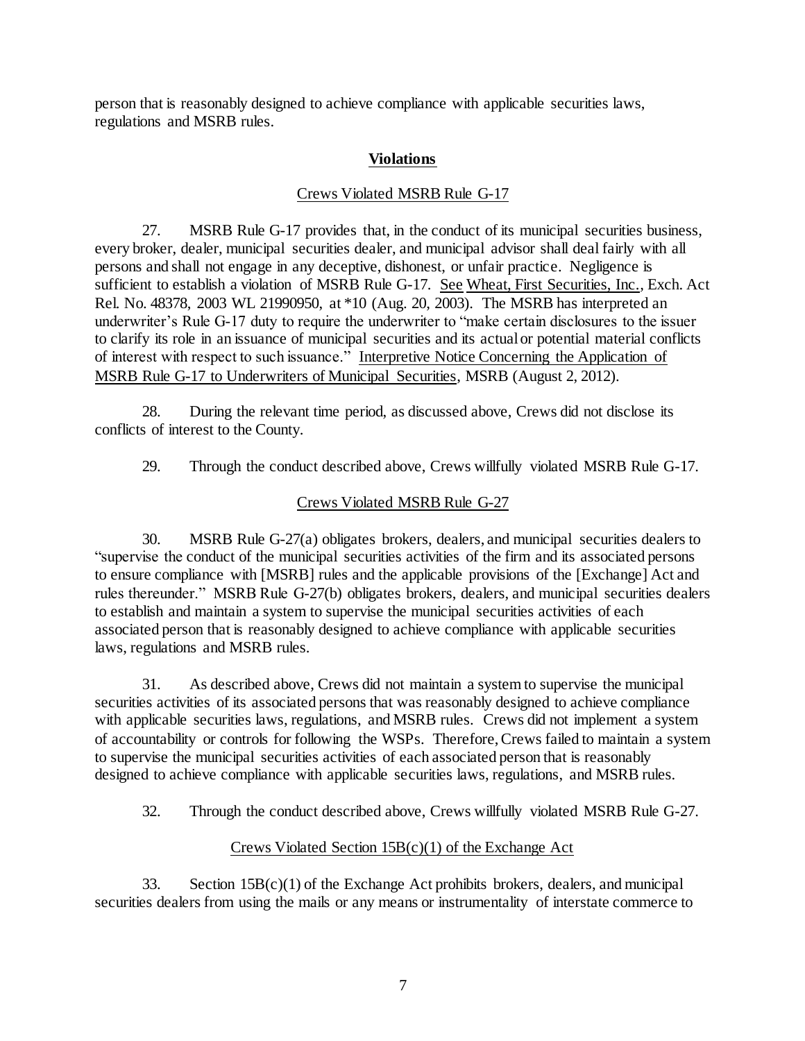person that is reasonably designed to achieve compliance with applicable securities laws, regulations and MSRB rules.

## Violations

### Crews Violated MSRB Rule G-17

27. MSRB Rule G-17 provides that, in the conduct of its municipal securities business, every broker, dealer, municipal securities dealer, and municipal advisor shall deal fairly with all persons and shall not engage in any deceptive, dishonest, or unfair practice. Negligence is sufficient to establish a violation of MSRB Rule G-17. See Wheat, First Securities, Inc., Exch. Act Rel. No. 48378, 2003 WL 21990950, at *10 (Aug. 20, 2003). The MSRB has interpreted an underwriter's Rule G-17 duty to require the underwriter to "make certain disclosures to the issuer to clarify its role in an issuance of municipal securities and its actual or potential material conflicts of interest with respect to such issuance." Interpretive Notice Concerning the Application of MSRB Rule G-17 to Underwriters of Municipal Securities, MSRB (August 2, 2012).

28. During the relevant time period, as discussed above, Crews did not disclose its conflicts of interest to the County.

29. Through the conduct described above, Crews willfully violated MSRB Rule G-17.

### Crews Violated MSRB Rule G-27

30. MSRB Rule G-27(a) obligates brokers, dealers, and municipal securities dealers to "supervise the conduct of the municipal securities activities of the firm and its associated persons to ensure compliance with [MSRB] rules and the applicable provisions of the [Exchange] Act and rules thereunder." MSRB Rule G-27(b) obligates brokers, dealers, and municipal securities dealers to establish and maintain a system to supervise the municipal securities activities of each associated person that is reasonably designed to achieve compliance with applicable securities laws, regulations and MSRB rules.

31. As described above, Crews did not maintain a system to supervise the municipal securities activities of its associated persons that was reasonably designed to achieve compliance with applicable securities laws, regulations, and MSRB rules. Crews did not implement a system of accountability or controls for following the WSPs. Therefore, Crews failed to maintain a system to supervise the municipal securities activities of each associated person that is reasonably designed to achieve compliance with applicable securities laws, regulations, and MSRB rules.

32. Through the conduct described above, Crews willfully violated MSRB Rule G-27.

### Crews Violated Section 15B(c)(1) of the Exchange Act

33. Section 15B(c)(1) of the Exchange Act prohibits brokers, dealers, and municipal securities dealers from using the mails or any means or instrumentality of interstate commerce to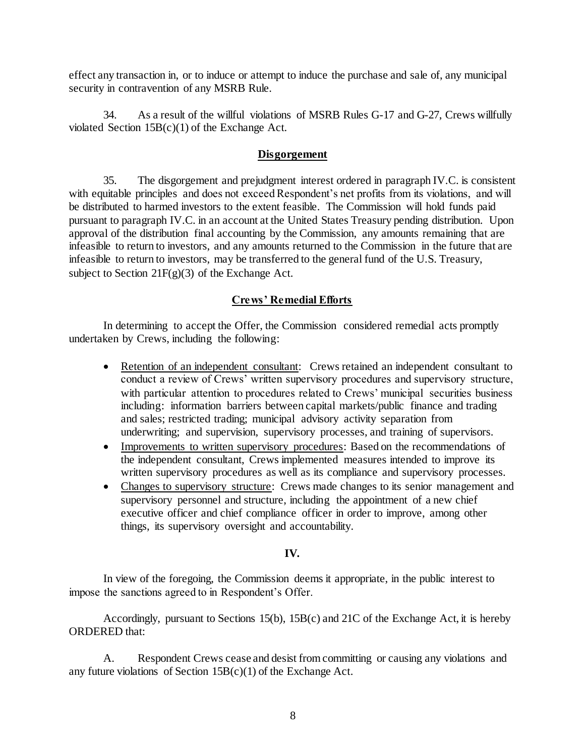effect any transaction in, or to induce or attempt to induce the purchase and sale of, any municipal security in contravention of any MSRB Rule.

34. As a result of the willful violations of MSRB Rules G-17 and G-27, Crews willfully violated Section 15B(c)(1) of the Exchange Act.

**Disgorgement**

35. The disgorgement and prejudgment interest ordered in paragraph IV.C. is consistent with equitable principles and does not exceed Respondent's net profits from its violations, and will be distributed to harmed investors to the extent feasible. The Commission will hold funds paid pursuant to paragraph IV.C. in an account at the United States Treasury pending distribution. Upon approval of the distribution final accounting by the Commission, any amounts remaining that are infeasible to return to investors, and any amounts returned to the Commission in the future that are infeasible to return to investors, may be transferred to the general fund of the U.S. Treasury, subject to Section 21F(g)(3) of the Exchange Act.

**Crews' Remedial Efforts**

In determining to accept the Offer, the Commission considered remedial acts promptly undertaken by Crews, including the following:

- Retention of an independent consultant: Crews retained an independent consultant to conduct a review of Crews' written supervisory procedures and supervisory structure, with particular attention to procedures related to Crews' municipal securities business including: information barriers between capital markets/public finance and trading and sales; restricted trading; municipal advisory activity separation from underwriting; and supervision, supervisory processes, and training of supervisors.
- Improvements to written supervisory procedures: Based on the recommendations of the independent consultant, Crews implemented measures intended to improve its written supervisory procedures as well as its compliance and supervisory processes.
- Changes to supervisory structure: Crews made changes to its senior management and supervisory personnel and structure, including the appointment of a new chief executive officer and chief compliance officer in order to improve, among other things, its supervisory oversight and accountability.

**IV.**

In view of the foregoing, the Commission deems it appropriate, in the public interest to impose the sanctions agreed to in Respondent's Offer.

Accordingly, pursuant to Sections 15(b), 15B(c) and 21C of the Exchange Act, it is hereby ORDERED that:

A. Respondent Crews cease and desist from committing or causing any violations and any future violations of Section 15B(c)(1) of the Exchange Act.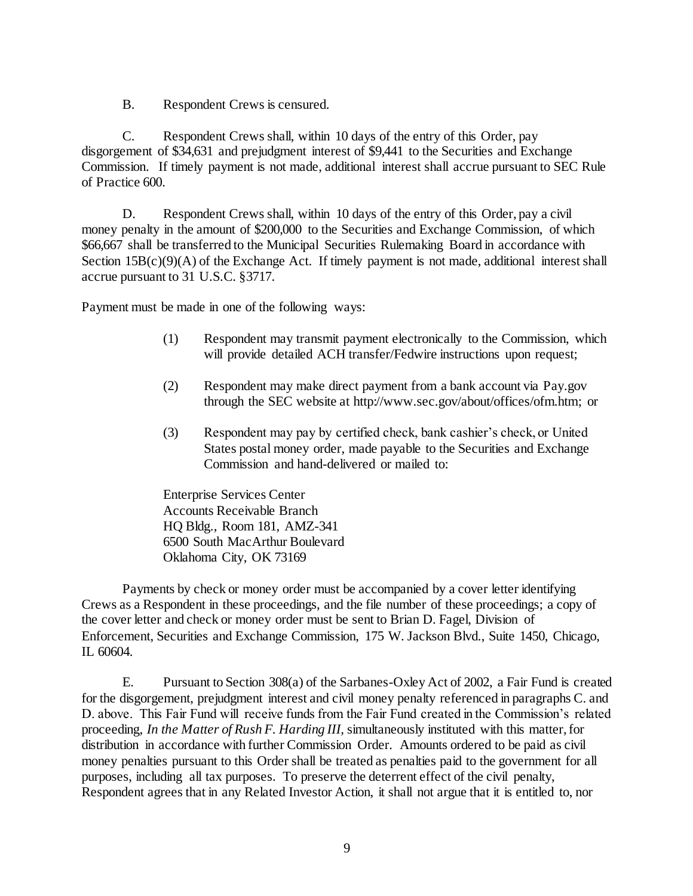B. Respondent Crews is censured.

C. Respondent Crews shall, within 10 days of the entry of this Order, pay disgorgement of $34,631 and prejudgment interest of $9,441 to the Securities and Exchange Commission. If timely payment is not made, additional interest shall accrue pursuant to SEC Rule of Practice 600.

D. Respondent Crews shall, within 10 days of the entry of this Order, pay a civil money penalty in the amount of $200,000 to the Securities and Exchange Commission, of which $66,667 shall be transferred to the Municipal Securities Rulemaking Board in accordance with Section 15B(c)(9)(A) of the Exchange Act. If timely payment is not made, additional interest shall accrue pursuant to 31 U.S.C. §3717.

Payment must be made in one of the following ways:

(1) Respondent may transmit payment electronically to the Commission, which will provide detailed ACH transfer/Fedwire instructions upon request;

(2) Respondent may make direct payment from a bank account via Pay.gov through the SEC website at http://www.sec.gov/about/offices/ofm.htm; or

(3) Respondent may pay by certified check, bank cashier's check, or United States postal money order, made payable to the Securities and Exchange Commission and hand-delivered or mailed to:

Enterprise Services Center
Accounts Receivable Branch
HQ Bldg., Room 181, AMZ-341
6500 South MacArthur Boulevard
Oklahoma City, OK 73169

Payments by check or money order must be accompanied by a cover letter identifying Crews as a Respondent in these proceedings, and the file number of these proceedings; a copy of the cover letter and check or money order must be sent to Brian D. Fagel, Division of Enforcement, Securities and Exchange Commission, 175 W. Jackson Blvd., Suite 1450, Chicago, IL 60604.

E. Pursuant to Section 308(a) of the Sarbanes-Oxley Act of 2002, a Fair Fund is created for the disgorgement, prejudgment interest and civil money penalty referenced in paragraphs C. and D. above. This Fair Fund will receive funds from the Fair Fund created in the Commission's related proceeding, *In the Matter of Rush F. Harding III*, simultaneously instituted with this matter, for distribution in accordance with further Commission Order. Amounts ordered to be paid as civil money penalties pursuant to this Order shall be treated as penalties paid to the government for all purposes, including all tax purposes. To preserve the deterrent effect of the civil penalty, Respondent agrees that in any Related Investor Action, it shall not argue that it is entitled to, nor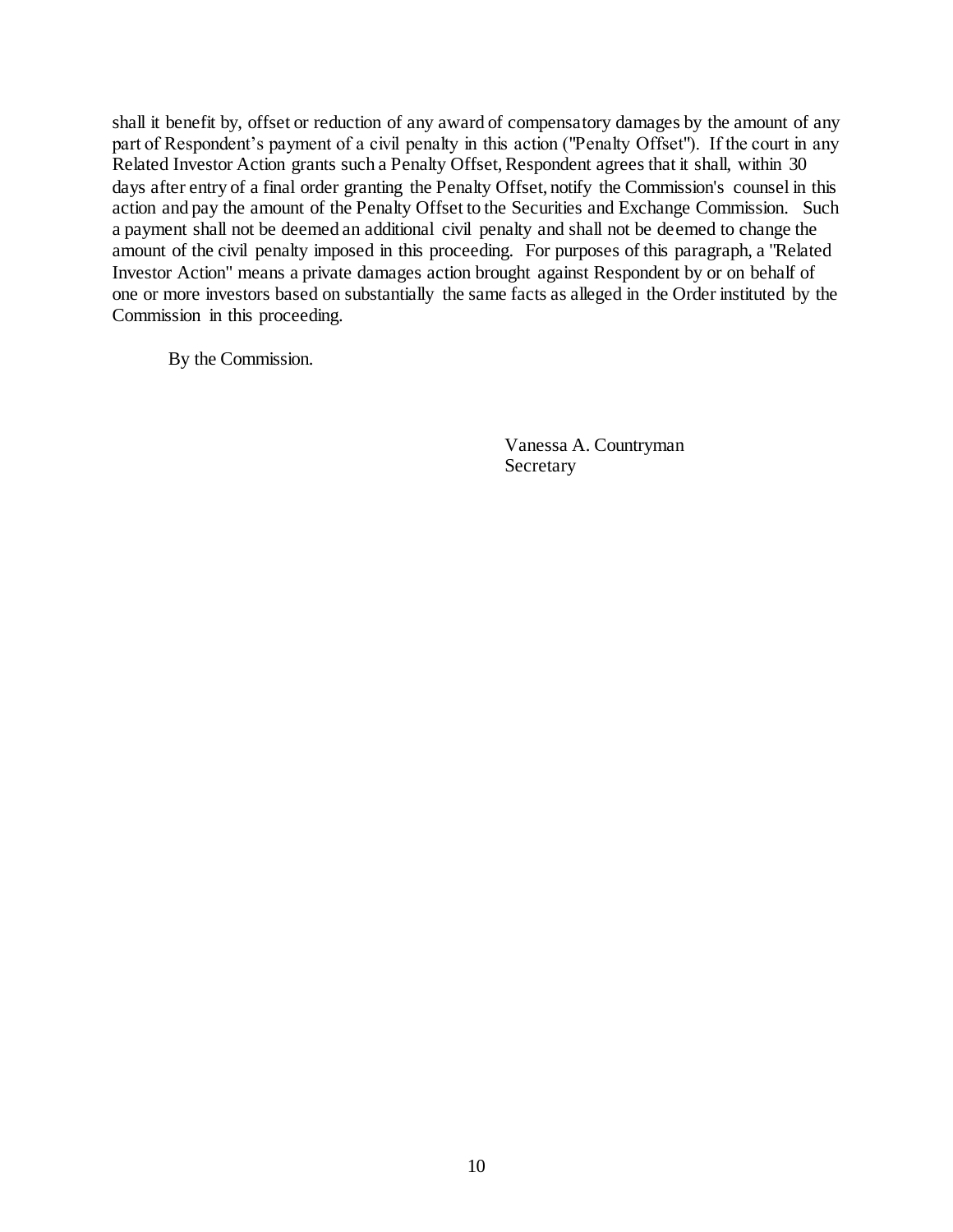shall it benefit by, offset or reduction of any award of compensatory damages by the amount of any part of Respondent's payment of a civil penalty in this action ("Penalty Offset"). If the court in any Related Investor Action grants such a Penalty Offset, Respondent agrees that it shall, within 30 days after entry of a final order granting the Penalty Offset, notify the Commission's counsel in this action and pay the amount of the Penalty Offset to the Securities and Exchange Commission. Such a payment shall not be deemed an additional civil penalty and shall not be deemed to change the amount of the civil penalty imposed in this proceeding. For purposes of this paragraph, a "Related Investor Action" means a private damages action brought against Respondent by or on behalf of one or more investors based on substantially the same facts as alleged in the Order instituted by the Commission in this proceeding.

By the Commission.

Vanessa A. Countryman
Secretary